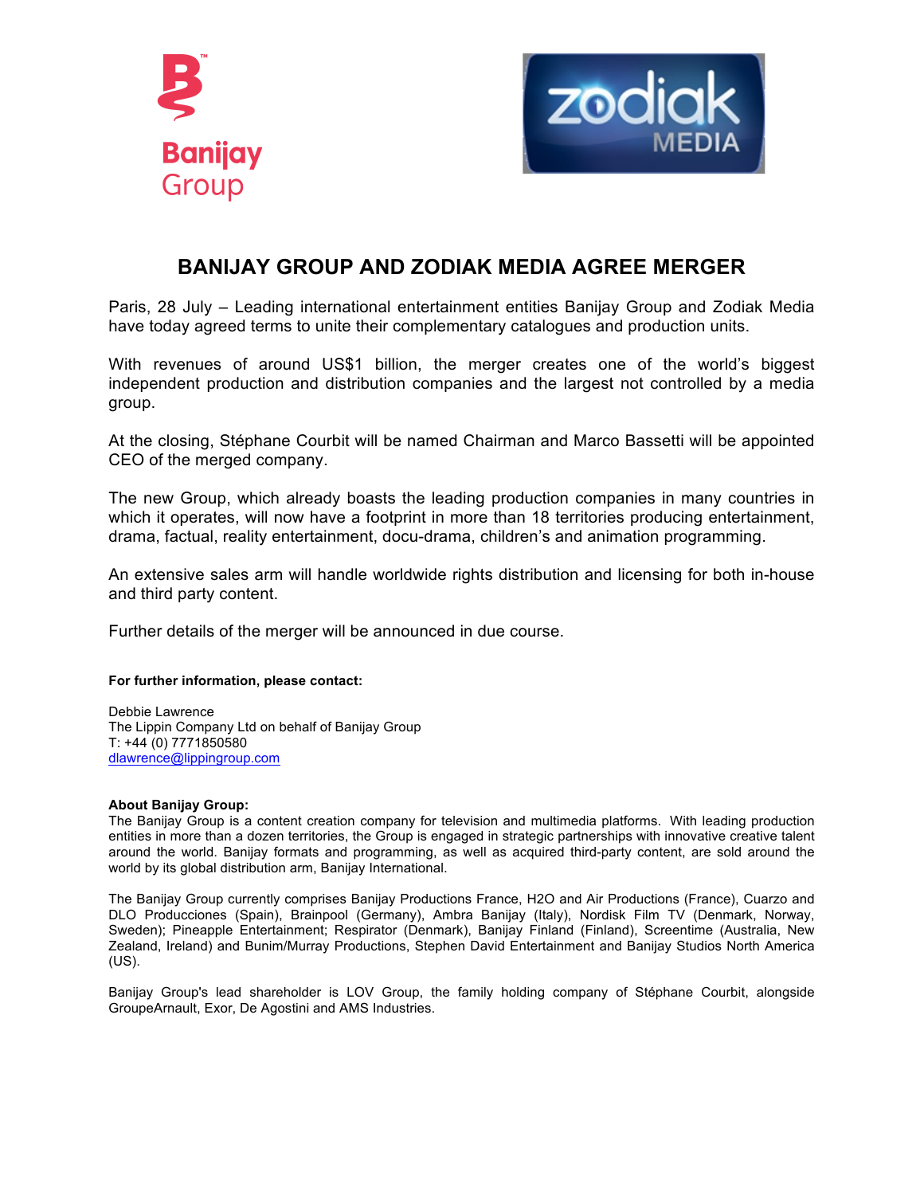# BANIJAY GROUP AND ZODIAK MEDIA AGREE MERGER

Paris, 28 July – Leading international entertainment entities Banijay Group and Zodiak Media have today agreed terms to unite their complementary catalogues and production units.

With revenues of around US$1 billion, the merger creates one of the world's biggest independent production and distribution companies and the largest not controlled by a media group.

At the closing, Stéphane Courbit will be named Chairman and Marco Bassetti will be appointed CEO of the merged company.

The new Group, which already boasts the leading production companies in many countries in which it operates, will now have a footprint in more than 18 territories producing entertainment, drama, factual, reality entertainment, docu-drama, children's and animation programming.

An extensive sales arm will handle worldwide rights distribution and licensing for both in-house and third party content.

Further details of the merger will be announced in due course.

**For further information, please contact:**

Debbie Lawrence
The Lippin Company Ltd on behalf of Banijay Group
T: +44 (0) 7771850580
dlawrence@lippingroup.com

**About Banijay Group:**
The Banijay Group is a content creation company for television and multimedia platforms. With leading production entities in more than a dozen territories, the Group is engaged in strategic partnerships with innovative creative talent around the world. Banijay formats and programming, as well as acquired third-party content, are sold around the world by its global distribution arm, Banijay International.

The Banijay Group currently comprises Banijay Productions France, H2O and Air Productions (France), Cuarzo and DLO Producciones (Spain), Brainpool (Germany), Ambra Banijay (Italy), Nordisk Film TV (Denmark, Norway, Sweden); Pineapple Entertainment; Respirator (Denmark), Banijay Finland (Finland), Screentime (Australia, New Zealand, Ireland) and Bunim/Murray Productions, Stephen David Entertainment and Banijay Studios North America (US).

Banijay Group's lead shareholder is LOV Group, the family holding company of Stéphane Courbit, alongside GroupeArnault, Exor, De Agostini and AMS Industries.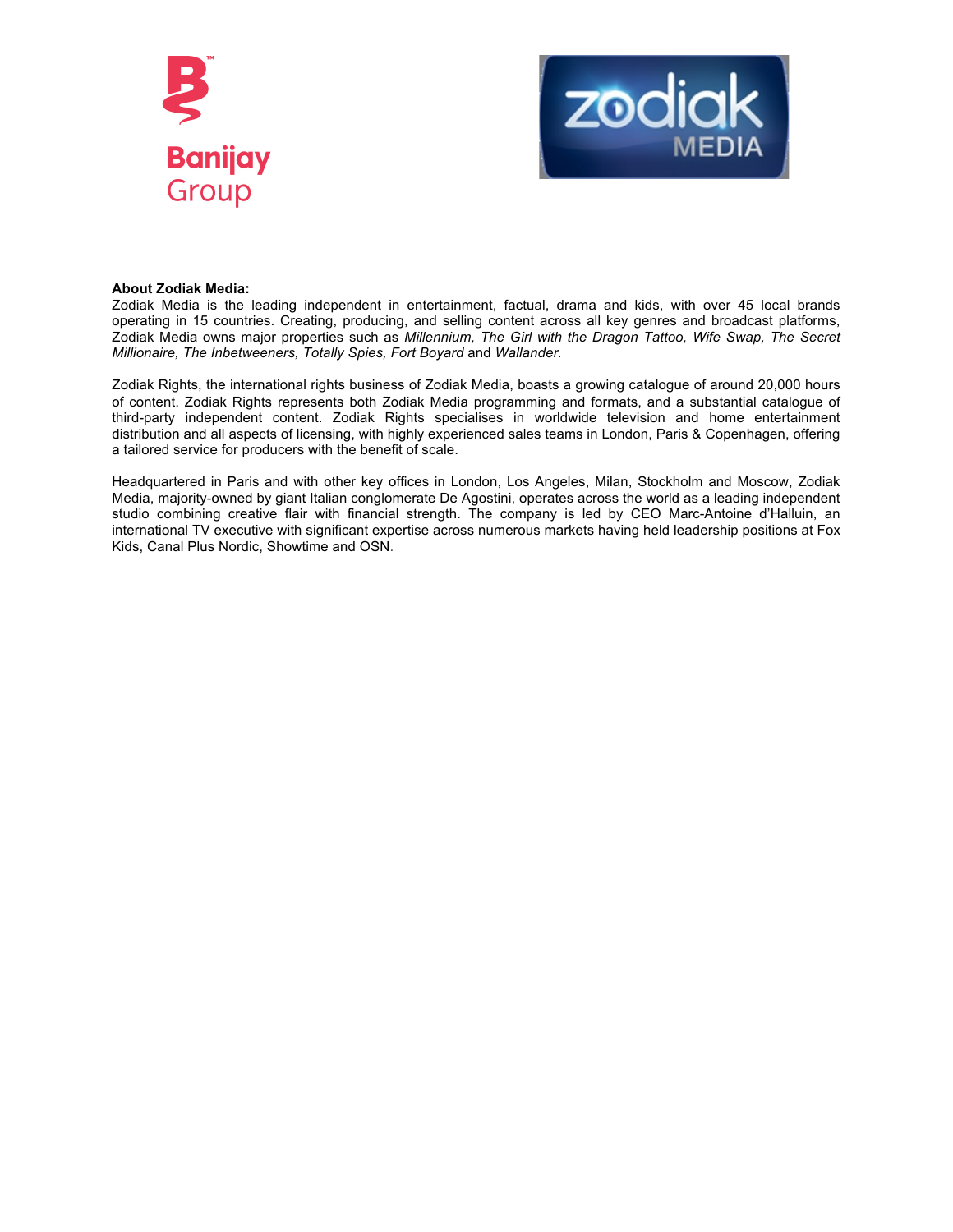**About Zodiak Media:**
Zodiak Media is the leading independent in entertainment, factual, drama and kids, with over 45 local brands operating in 15 countries. Creating, producing, and selling content across all key genres and broadcast platforms, Zodiak Media owns major properties such as *Millennium, The Girl with the Dragon Tattoo, Wife Swap, The Secret Millionaire, The Inbetweeners, Totally Spies, Fort Boyard* and *Wallander*.

Zodiak Rights, the international rights business of Zodiak Media, boasts a growing catalogue of around 20,000 hours of content. Zodiak Rights represents both Zodiak Media programming and formats, and a substantial catalogue of third-party independent content. Zodiak Rights specialises in worldwide television and home entertainment distribution and all aspects of licensing, with highly experienced sales teams in London, Paris & Copenhagen, offering a tailored service for producers with the benefit of scale.

Headquartered in Paris and with other key offices in London, Los Angeles, Milan, Stockholm and Moscow, Zodiak Media, majority-owned by giant Italian conglomerate De Agostini, operates across the world as a leading independent studio combining creative flair with financial strength. The company is led by CEO Marc-Antoine d'Halluin, an international TV executive with significant expertise across numerous markets having held leadership positions at Fox Kids, Canal Plus Nordic, Showtime and OSN.